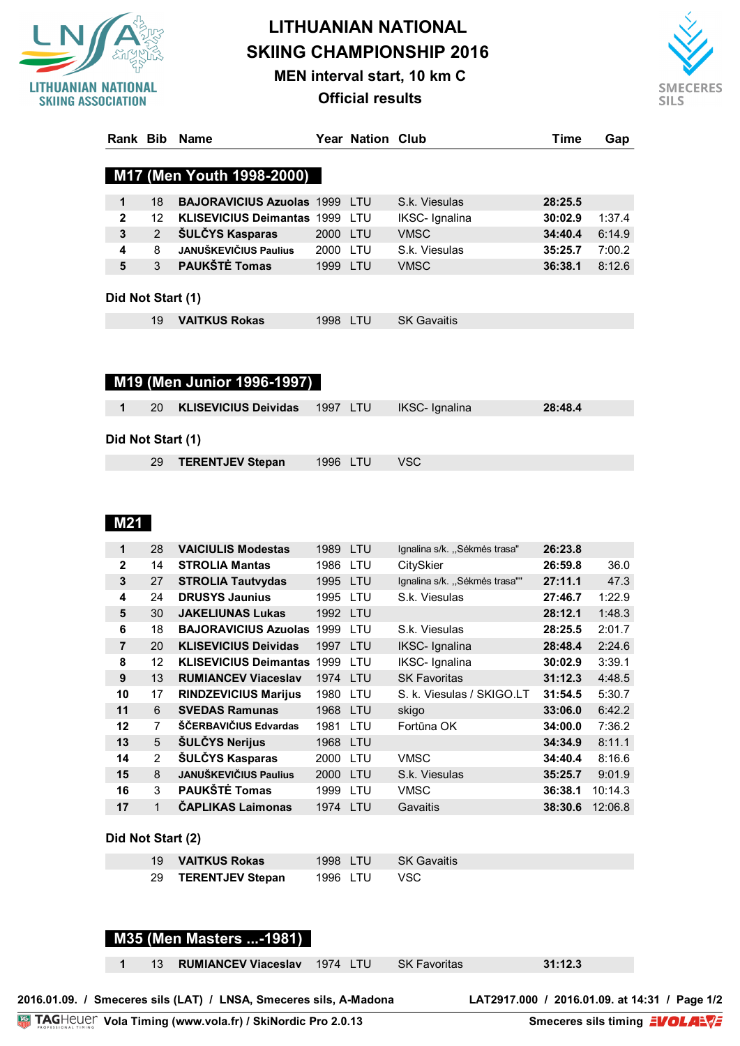# LITHUANIAN NATIONAL SKIING CHAMPIONSHIP 2016

## MEN interval start, 10 km C

### Official results

LITHUANIAN NATIONAL SKIING ASSOCIATION

SMECERES SILS

### M17 (Men Youth 1998-2000)

| Rank | Bib | Name | Year | Nation | Club | Time | Gap |
|---|---|---|---|---|---|---|---|
| 1 | 18 | BAJORAVICIUS Azuolas | 1999 | LTU | S.k. Viesulas | 28:25.5 | |
| 2 | 12 | KLISEVICIUS Deimantas | 1999 | LTU | IKSC- Ignalina | 30:02.9 | 1:37.4 |
| 3 | 2 | ŠULČYS Kasparas | 2000 | LTU | VMSC | 34:40.4 | 6:14.9 |
| 4 | 8 | JANUŠKEVIČIUS Paulius | 2000 | LTU | S.k. Viesulas | 35:25.7 | 7:00.2 |
| 5 | 3 | PAUKŠTĖ Tomas | 1999 | LTU | VMSC | 36:38.1 | 8:12.6 |

**Did Not Start (1)**

| Rank | Bib | Name | Year | Nation | Club | Time | Gap |
|---|---|---|---|---|---|---|---|
| | 19 | VAITKUS Rokas | 1998 | LTU | SK Gavaitis | | |

### M19 (Men Junior 1996-1997)

| Rank | Bib | Name | Year | Nation | Club | Time | Gap |
|---|---|---|---|---|---|---|---|
| 1 | 20 | KLISEVICIUS Deividas | 1997 | LTU | IKSC- Ignalina | 28:48.4 | |

**Did Not Start (1)**

| Rank | Bib | Name | Year | Nation | Club | Time | Gap |
|---|---|---|---|---|---|---|---|
| | 29 | TERENTJEV Stepan | 1996 | LTU | VSC | | |

### M21

| Rank | Bib | Name | Year | Nation | Club | Time | Gap |
|---|---|---|---|---|---|---|---|
| 1 | 28 | VAICIULIS Modestas | 1989 | LTU | Ignalina s/k. ,,Sėkmės trasa" | 26:23.8 | |
| 2 | 14 | STROLIA Mantas | 1986 | LTU | CitySkier | 26:59.8 | 36.0 |
| 3 | 27 | STROLIA Tautvydas | 1995 | LTU | Ignalina s/k. ,,Sėkmės trasa"" | 27:11.1 | 47.3 |
| 4 | 24 | DRUSYS Jaunius | 1995 | LTU | S.k. Viesulas | 27:46.7 | 1:22.9 |
| 5 | 30 | JAKELIUNAS Lukas | 1992 | LTU | | 28:12.1 | 1:48.3 |
| 6 | 18 | BAJORAVICIUS Azuolas | 1999 | LTU | S.k. Viesulas | 28:25.5 | 2:01.7 |
| 7 | 20 | KLISEVICIUS Deividas | 1997 | LTU | IKSC- Ignalina | 28:48.4 | 2:24.6 |
| 8 | 12 | KLISEVICIUS Deimantas | 1999 | LTU | IKSC- Ignalina | 30:02.9 | 3:39.1 |
| 9 | 13 | RUMIANCEV Viaceslav | 1974 | LTU | SK Favoritas | 31:12.3 | 4:48.5 |
| 10 | 17 | RINDZEVICIUS Marijus | 1980 | LTU | S. k. Viesulas / SKIGO.LT | 31:54.5 | 5:30.7 |
| 11 | 6 | SVEDAS Ramunas | 1968 | LTU | skigo | 33:06.0 | 6:42.2 |
| 12 | 7 | ŠČERBAVIČIUS Edvardas | 1981 | LTU | Fortūna OK | 34:00.0 | 7:36.2 |
| 13 | 5 | ŠULČYS Nerijus | 1968 | LTU | | 34:34.9 | 8:11.1 |
| 14 | 2 | ŠULČYS Kasparas | 2000 | LTU | VMSC | 34:40.4 | 8:16.6 |
| 15 | 8 | JANUŠKEVIČIUS Paulius | 2000 | LTU | S.k. Viesulas | 35:25.7 | 9:01.9 |
| 16 | 3 | PAUKŠTĖ Tomas | 1999 | LTU | VMSC | 36:38.1 | 10:14.3 |
| 17 | 1 | ČAPLIKAS Laimonas | 1974 | LTU | Gavaitis | 38:30.6 | 12:06.8 |

**Did Not Start (2)**

| Rank | Bib | Name | Year | Nation | Club | Time | Gap |
|---|---|---|---|---|---|---|---|
| | 19 | VAITKUS Rokas | 1998 | LTU | SK Gavaitis | | |
| | 29 | TERENTJEV Stepan | 1996 | LTU | VSC | | |

### M35 (Men Masters ...-1981)

| Rank | Bib | Name | Year | Nation | Club | Time | Gap |
|---|---|---|---|---|---|---|---|
| 1 | 13 | RUMIANCEV Viaceslav | 1974 | LTU | SK Favoritas | 31:12.3 | |

2016.01.09. / Smeceres sils (LAT) / LNSA, Smeceres sils, A-Madona — LAT2917.000 / 2016.01.09. at 14:31

TAGHeuer Vola Timing (www.vola.fr) / SkiNordic Pro 2.0.13 — Smeceres sils timing VOLA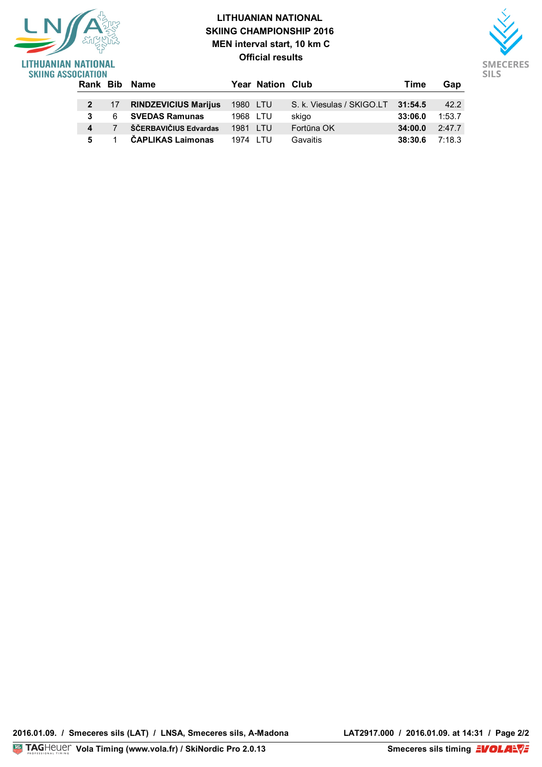# LITHUANIAN NATIONAL SKIING CHAMPIONSHIP 2016

## MEN interval start, 10 km C

### Official results

| Rank | Bib | Name | Year | Nation | Club | Time | Gap |
|---|---|---|---|---|---|---|---|
| **2** | 17 | **RINDZEVICIUS Marijus** | 1980 | LTU | S. k. Viesulas / SKIGO.LT | **31:54.5** | 42.2 |
| **3** | 6 | **SVEDAS Ramunas** | 1968 | LTU | skigo | **33:06.0** | 1:53.7 |
| **4** | 7 | **ŠČERBAVIČIUS Edvardas** | 1981 | LTU | Fortūna OK | **34:00.0** | 2:47.7 |
| **5** | 1 | **ČAPLIKAS Laimonas** | 1974 | LTU | Gavaitis | **38:30.6** | 7:18.3 |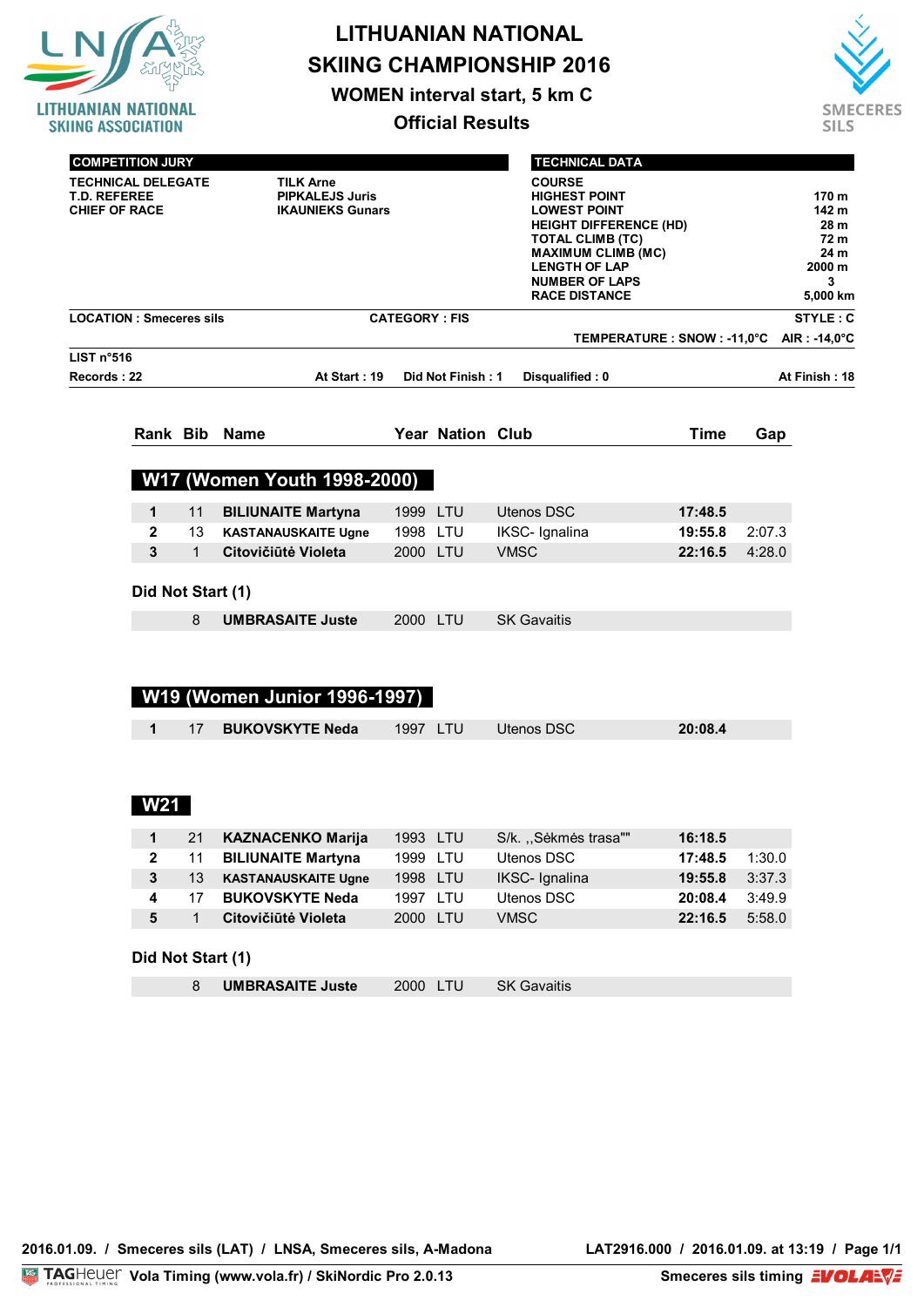# LITHUANIAN NATIONAL SKIING CHAMPIONSHIP 2016

## WOMEN interval start, 5 km C

## Official Results

LITHUANIAN NATIONAL SKIING ASSOCIATION

SMECERES SILS

| COMPETITION JURY | |
|---|---|
| TECHNICAL DELEGATE | TILK Arne |
| T.D. REFEREE | PIPKALEJS Juris |
| CHIEF OF RACE | IKAUNIEKS Gunars |

| TECHNICAL DATA | |
|---|---|
| COURSE | |
| HIGHEST POINT | 170 m |
| LOWEST POINT | 142 m |
| HEIGHT DIFFERENCE (HD) | 28 m |
| TOTAL CLIMB (TC) | 72 m |
| MAXIMUM CLIMB (MC) | 24 m |
| LENGTH OF LAP | 2000 m |
| NUMBER OF LAPS | 3 |
| RACE DISTANCE | 5,000 km |

LOCATION : Smeceres sils | CATEGORY : FIS | STYLE : C

TEMPERATURE : SNOW : -11,0°C AIR : -14,0°C

LIST n°516

Records : 22 | At Start : 19 | Did Not Finish : 1 | Disqualified : 0 | At Finish : 18

### W17 (Women Youth 1998-2000)

| Rank | Bib | Name | Year | Nation | Club | Time | Gap |
|---|---|---|---|---|---|---|---|
| 1 | 11 | BILIUNAITE Martyna | 1999 | LTU | Utenos DSC | 17:48.5 | |
| 2 | 13 | KASTANAUSKAITE Ugne | 1998 | LTU | IKSC- Ignalina | 19:55.8 | 2:07.3 |
| 3 | 1 | Citovičiūtė Violeta | 2000 | LTU | VMSC | 22:16.5 | 4:28.0 |

**Did Not Start (1)**

| Rank | Bib | Name | Year | Nation | Club |
|---|---|---|---|---|---|
| | 8 | UMBRASAITE Juste | 2000 | LTU | SK Gavaitis |

### W19 (Women Junior 1996-1997)

| Rank | Bib | Name | Year | Nation | Club | Time | Gap |
|---|---|---|---|---|---|---|---|
| 1 | 17 | BUKOVSKYTE Neda | 1997 | LTU | Utenos DSC | 20:08.4 | |

### W21

| Rank | Bib | Name | Year | Nation | Club | Time | Gap |
|---|---|---|---|---|---|---|---|
| 1 | 21 | KAZNACENKO Marija | 1993 | LTU | S/k. ,,Sėkmės trasa"" | 16:18.5 | |
| 2 | 11 | BILIUNAITE Martyna | 1999 | LTU | Utenos DSC | 17:48.5 | 1:30.0 |
| 3 | 13 | KASTANAUSKAITE Ugne | 1998 | LTU | IKSC- Ignalina | 19:55.8 | 3:37.3 |
| 4 | 17 | BUKOVSKYTE Neda | 1997 | LTU | Utenos DSC | 20:08.4 | 3:49.9 |
| 5 | 1 | Citovičiūtė Violeta | 2000 | LTU | VMSC | 22:16.5 | 5:58.0 |

**Did Not Start (1)**

| Rank | Bib | Name | Year | Nation | Club |
|---|---|---|---|---|---|
| | 8 | UMBRASAITE Juste | 2000 | LTU | SK Gavaitis |

2016.01.09. / Smeceres sils (LAT) / LNSA, Smeceres sils, A-Madona    LAT2916.000 / 2016.01.09. at 13:19

TAGHeuer Vola Timing (www.vola.fr) / SkiNordic Pro 2.0.13    Smeceres sils timing VOLA